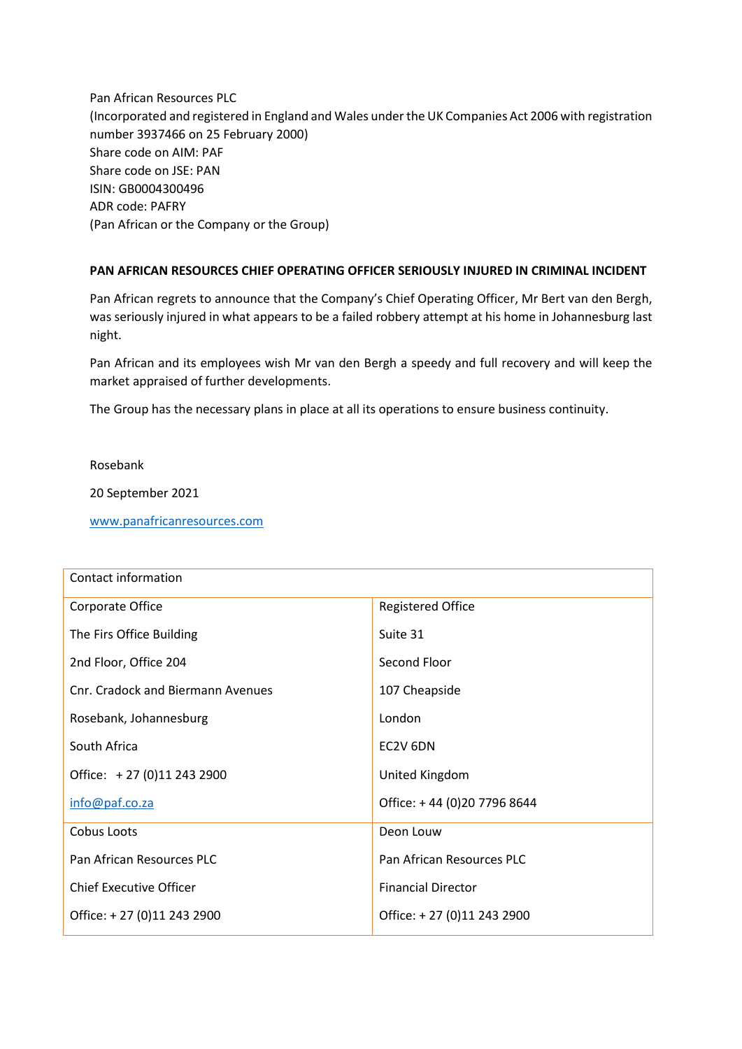Pan African Resources PLC
(Incorporated and registered in England and Wales under the UK Companies Act 2006 with registration number 3937466 on 25 February 2000)
Share code on AIM: PAF
Share code on JSE: PAN
ISIN: GB0004300496
ADR code: PAFRY
(Pan African or the Company or the Group)

**PAN AFRICAN RESOURCES CHIEF OPERATING OFFICER SERIOUSLY INJURED IN CRIMINAL INCIDENT**

Pan African regrets to announce that the Company's Chief Operating Officer, Mr Bert van den Bergh, was seriously injured in what appears to be a failed robbery attempt at his home in Johannesburg last night.

Pan African and its employees wish Mr van den Bergh a speedy and full recovery and will keep the market appraised of further developments.

The Group has the necessary plans in place at all its operations to ensure business continuity.

Rosebank

20 September 2021

www.panafricanresources.com

| Contact information | |
|---|---|
| Corporate Office<br>The Firs Office Building<br>2nd Floor, Office 204<br>Cnr. Cradock and Biermann Avenues<br>Rosebank, Johannesburg<br>South Africa<br>Office: + 27 (0)11 243 2900<br>info@paf.co.za | Registered Office<br>Suite 31<br>Second Floor<br>107 Cheapside<br>London<br>EC2V 6DN<br>United Kingdom<br>Office: + 44 (0)20 7796 8644 |
| Cobus Loots<br>Pan African Resources PLC<br>Chief Executive Officer<br>Office: + 27 (0)11 243 2900 | Deon Louw<br>Pan African Resources PLC<br>Financial Director<br>Office: + 27 (0)11 243 2900 |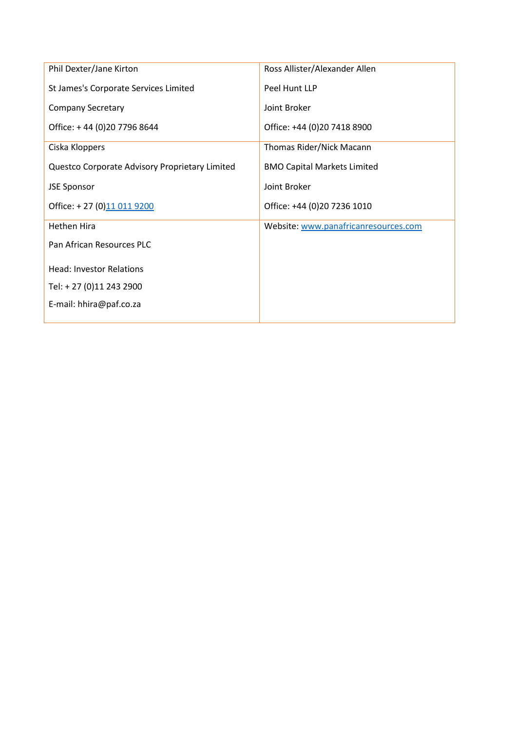| | |
|---|---|
| Phil Dexter/Jane Kirton<br><br>St James's Corporate Services Limited<br><br>Company Secretary<br><br>Office: + 44 (0)20 7796 8644 | Ross Allister/Alexander Allen<br><br>Peel Hunt LLP<br><br>Joint Broker<br><br>Office: +44 (0)20 7418 8900 |
| Ciska Kloppers<br><br>Questco Corporate Advisory Proprietary Limited<br><br>JSE Sponsor<br><br>Office: + 27 (0)11 011 9200 | Thomas Rider/Nick Macann<br><br>BMO Capital Markets Limited<br><br>Joint Broker<br><br>Office: +44 (0)20 7236 1010 |
| Hethen Hira<br><br>Pan African Resources PLC<br><br>Head: Investor Relations<br><br>Tel: + 27 (0)11 243 2900<br><br>E-mail: hhira@paf.co.za | Website: www.panafricanresources.com |